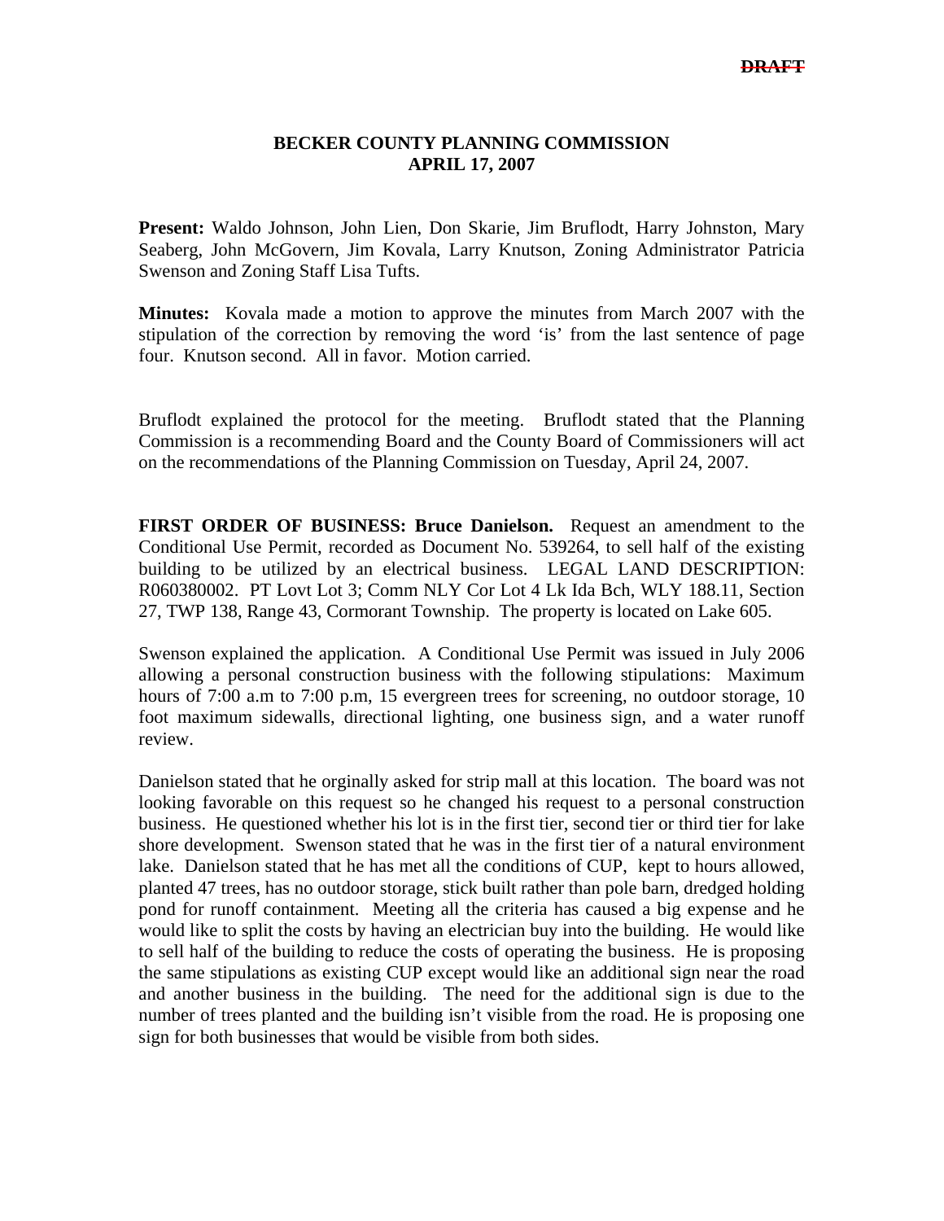~~DRAFT~~

**BECKER COUNTY PLANNING COMMISSION**
**APRIL 17, 2007**

**Present:** Waldo Johnson, John Lien, Don Skarie, Jim Bruflodt, Harry Johnston, Mary Seaberg, John McGovern, Jim Kovala, Larry Knutson, Zoning Administrator Patricia Swenson and Zoning Staff Lisa Tufts.

**Minutes:** Kovala made a motion to approve the minutes from March 2007 with the stipulation of the correction by removing the word 'is' from the last sentence of page four. Knutson second. All in favor. Motion carried.

Bruflodt explained the protocol for the meeting. Bruflodt stated that the Planning Commission is a recommending Board and the County Board of Commissioners will act on the recommendations of the Planning Commission on Tuesday, April 24, 2007.

**FIRST ORDER OF BUSINESS: Bruce Danielson.** Request an amendment to the Conditional Use Permit, recorded as Document No. 539264, to sell half of the existing building to be utilized by an electrical business. LEGAL LAND DESCRIPTION: R060380002. PT Lovt Lot 3; Comm NLY Cor Lot 4 Lk Ida Bch, WLY 188.11, Section 27, TWP 138, Range 43, Cormorant Township. The property is located on Lake 605.

Swenson explained the application. A Conditional Use Permit was issued in July 2006 allowing a personal construction business with the following stipulations: Maximum hours of 7:00 a.m to 7:00 p.m, 15 evergreen trees for screening, no outdoor storage, 10 foot maximum sidewalls, directional lighting, one business sign, and a water runoff review.

Danielson stated that he orginally asked for strip mall at this location. The board was not looking favorable on this request so he changed his request to a personal construction business. He questioned whether his lot is in the first tier, second tier or third tier for lake shore development. Swenson stated that he was in the first tier of a natural environment lake. Danielson stated that he has met all the conditions of CUP, kept to hours allowed, planted 47 trees, has no outdoor storage, stick built rather than pole barn, dredged holding pond for runoff containment. Meeting all the criteria has caused a big expense and he would like to split the costs by having an electrician buy into the building. He would like to sell half of the building to reduce the costs of operating the business. He is proposing the same stipulations as existing CUP except would like an additional sign near the road and another business in the building. The need for the additional sign is due to the number of trees planted and the building isn't visible from the road. He is proposing one sign for both businesses that would be visible from both sides.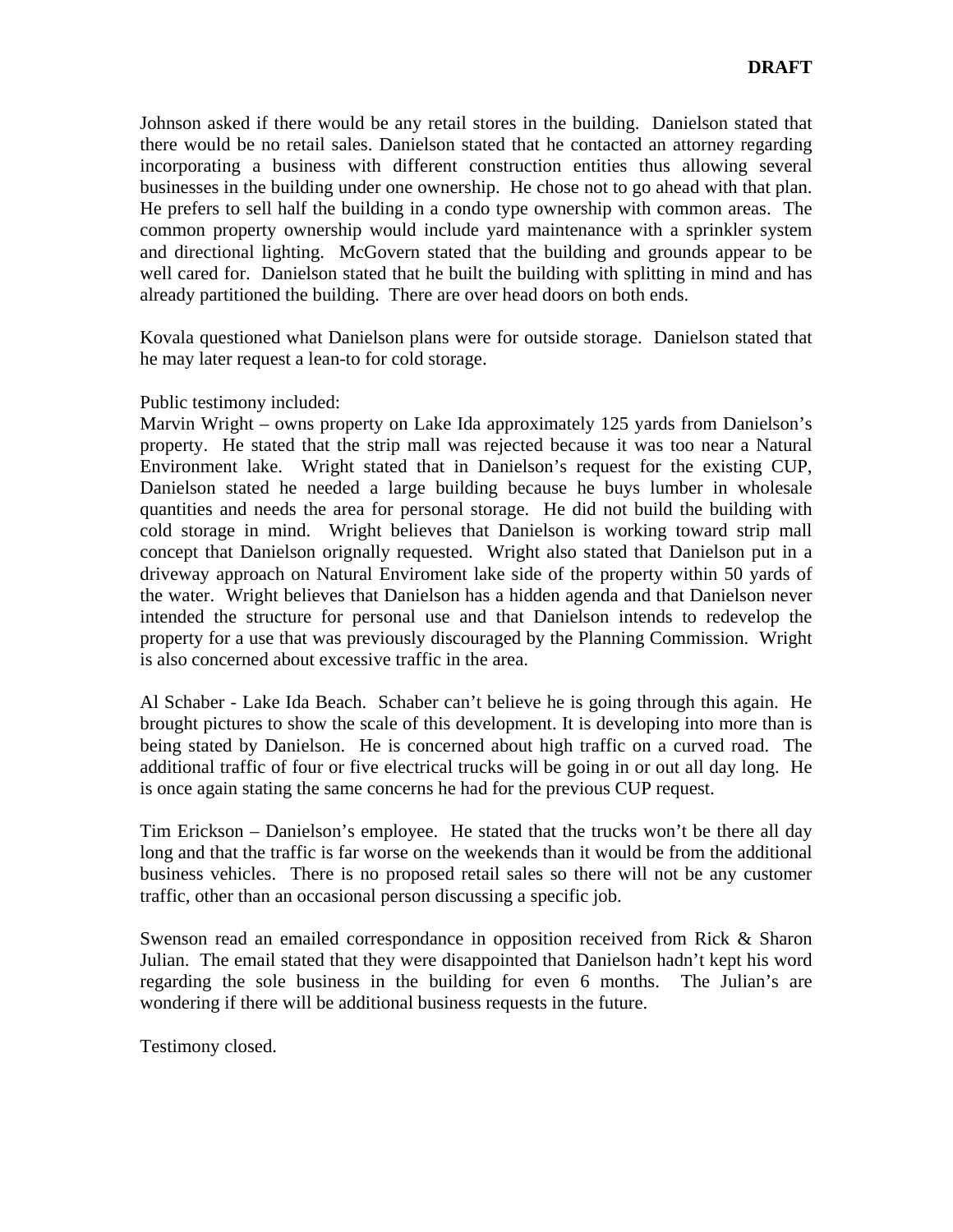**DRAFT**

Johnson asked if there would be any retail stores in the building. Danielson stated that there would be no retail sales. Danielson stated that he contacted an attorney regarding incorporating a business with different construction entities thus allowing several businesses in the building under one ownership. He chose not to go ahead with that plan. He prefers to sell half the building in a condo type ownership with common areas. The common property ownership would include yard maintenance with a sprinkler system and directional lighting. McGovern stated that the building and grounds appear to be well cared for. Danielson stated that he built the building with splitting in mind and has already partitioned the building. There are over head doors on both ends.

Kovala questioned what Danielson plans were for outside storage. Danielson stated that he may later request a lean-to for cold storage.

Public testimony included:
Marvin Wright – owns property on Lake Ida approximately 125 yards from Danielson's property. He stated that the strip mall was rejected because it was too near a Natural Environment lake. Wright stated that in Danielson's request for the existing CUP, Danielson stated he needed a large building because he buys lumber in wholesale quantities and needs the area for personal storage. He did not build the building with cold storage in mind. Wright believes that Danielson is working toward strip mall concept that Danielson orignally requested. Wright also stated that Danielson put in a driveway approach on Natural Enviroment lake side of the property within 50 yards of the water. Wright believes that Danielson has a hidden agenda and that Danielson never intended the structure for personal use and that Danielson intends to redevelop the property for a use that was previously discouraged by the Planning Commission. Wright is also concerned about excessive traffic in the area.

Al Schaber - Lake Ida Beach. Schaber can't believe he is going through this again. He brought pictures to show the scale of this development. It is developing into more than is being stated by Danielson. He is concerned about high traffic on a curved road. The additional traffic of four or five electrical trucks will be going in or out all day long. He is once again stating the same concerns he had for the previous CUP request.

Tim Erickson – Danielson's employee. He stated that the trucks won't be there all day long and that the traffic is far worse on the weekends than it would be from the additional business vehicles. There is no proposed retail sales so there will not be any customer traffic, other than an occasional person discussing a specific job.

Swenson read an emailed correspondance in opposition received from Rick & Sharon Julian. The email stated that they were disappointed that Danielson hadn't kept his word regarding the sole business in the building for even 6 months. The Julian's are wondering if there will be additional business requests in the future.

Testimony closed.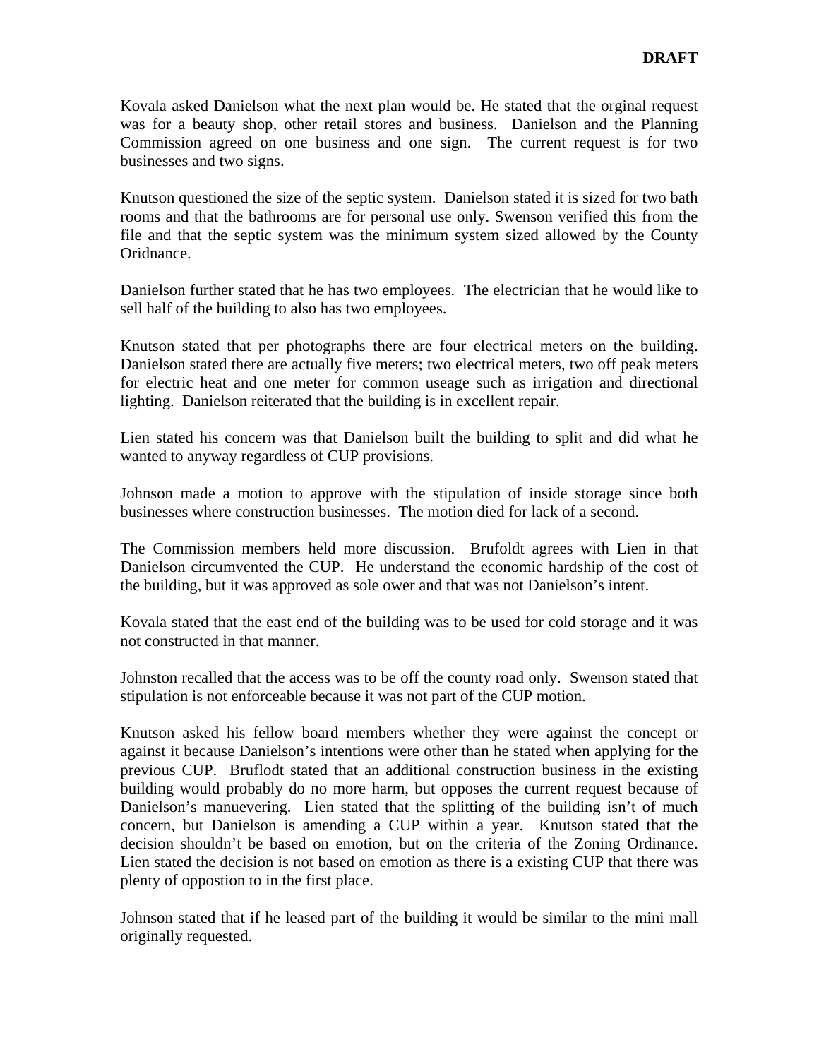**DRAFT**

Kovala asked Danielson what the next plan would be. He stated that the orginal request was for a beauty shop, other retail stores and business. Danielson and the Planning Commission agreed on one business and one sign. The current request is for two businesses and two signs.

Knutson questioned the size of the septic system. Danielson stated it is sized for two bath rooms and that the bathrooms are for personal use only. Swenson verified this from the file and that the septic system was the minimum system sized allowed by the County Oridnance.

Danielson further stated that he has two employees. The electrician that he would like to sell half of the building to also has two employees.

Knutson stated that per photographs there are four electrical meters on the building. Danielson stated there are actually five meters; two electrical meters, two off peak meters for electric heat and one meter for common useage such as irrigation and directional lighting. Danielson reiterated that the building is in excellent repair.

Lien stated his concern was that Danielson built the building to split and did what he wanted to anyway regardless of CUP provisions.

Johnson made a motion to approve with the stipulation of inside storage since both businesses where construction businesses. The motion died for lack of a second.

The Commission members held more discussion. Brufoldt agrees with Lien in that Danielson circumvented the CUP. He understand the economic hardship of the cost of the building, but it was approved as sole ower and that was not Danielson's intent.

Kovala stated that the east end of the building was to be used for cold storage and it was not constructed in that manner.

Johnston recalled that the access was to be off the county road only. Swenson stated that stipulation is not enforceable because it was not part of the CUP motion.

Knutson asked his fellow board members whether they were against the concept or against it because Danielson's intentions were other than he stated when applying for the previous CUP. Bruflodt stated that an additional construction business in the existing building would probably do no more harm, but opposes the current request because of Danielson's manuevering. Lien stated that the splitting of the building isn't of much concern, but Danielson is amending a CUP within a year. Knutson stated that the decision shouldn't be based on emotion, but on the criteria of the Zoning Ordinance. Lien stated the decision is not based on emotion as there is a existing CUP that there was plenty of oppostion to in the first place.

Johnson stated that if he leased part of the building it would be similar to the mini mall originally requested.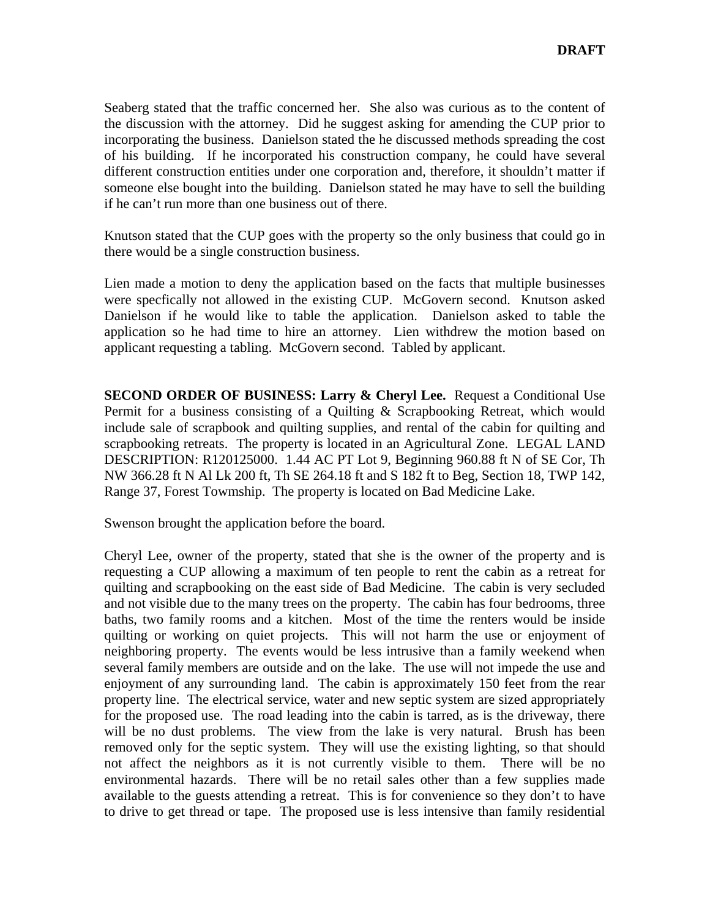Seaberg stated that the traffic concerned her. She also was curious as to the content of the discussion with the attorney. Did he suggest asking for amending the CUP prior to incorporating the business. Danielson stated the he discussed methods spreading the cost of his building. If he incorporated his construction company, he could have several different construction entities under one corporation and, therefore, it shouldn't matter if someone else bought into the building. Danielson stated he may have to sell the building if he can't run more than one business out of there.

Knutson stated that the CUP goes with the property so the only business that could go in there would be a single construction business.

Lien made a motion to deny the application based on the facts that multiple businesses were specfically not allowed in the existing CUP. McGovern second. Knutson asked Danielson if he would like to table the application. Danielson asked to table the application so he had time to hire an attorney. Lien withdrew the motion based on applicant requesting a tabling. McGovern second. Tabled by applicant.

**SECOND ORDER OF BUSINESS: Larry & Cheryl Lee.** Request a Conditional Use Permit for a business consisting of a Quilting & Scrapbooking Retreat, which would include sale of scrapbook and quilting supplies, and rental of the cabin for quilting and scrapbooking retreats. The property is located in an Agricultural Zone. LEGAL LAND DESCRIPTION: R120125000. 1.44 AC PT Lot 9, Beginning 960.88 ft N of SE Cor, Th NW 366.28 ft N Al Lk 200 ft, Th SE 264.18 ft and S 182 ft to Beg, Section 18, TWP 142, Range 37, Forest Towmship. The property is located on Bad Medicine Lake.

Swenson brought the application before the board.

Cheryl Lee, owner of the property, stated that she is the owner of the property and is requesting a CUP allowing a maximum of ten people to rent the cabin as a retreat for quilting and scrapbooking on the east side of Bad Medicine. The cabin is very secluded and not visible due to the many trees on the property. The cabin has four bedrooms, three baths, two family rooms and a kitchen. Most of the time the renters would be inside quilting or working on quiet projects. This will not harm the use or enjoyment of neighboring property. The events would be less intrusive than a family weekend when several family members are outside and on the lake. The use will not impede the use and enjoyment of any surrounding land. The cabin is approximately 150 feet from the rear property line. The electrical service, water and new septic system are sized appropriately for the proposed use. The road leading into the cabin is tarred, as is the driveway, there will be no dust problems. The view from the lake is very natural. Brush has been removed only for the septic system. They will use the existing lighting, so that should not affect the neighbors as it is not currently visible to them. There will be no environmental hazards. There will be no retail sales other than a few supplies made available to the guests attending a retreat. This is for convenience so they don't to have to drive to get thread or tape. The proposed use is less intensive than family residential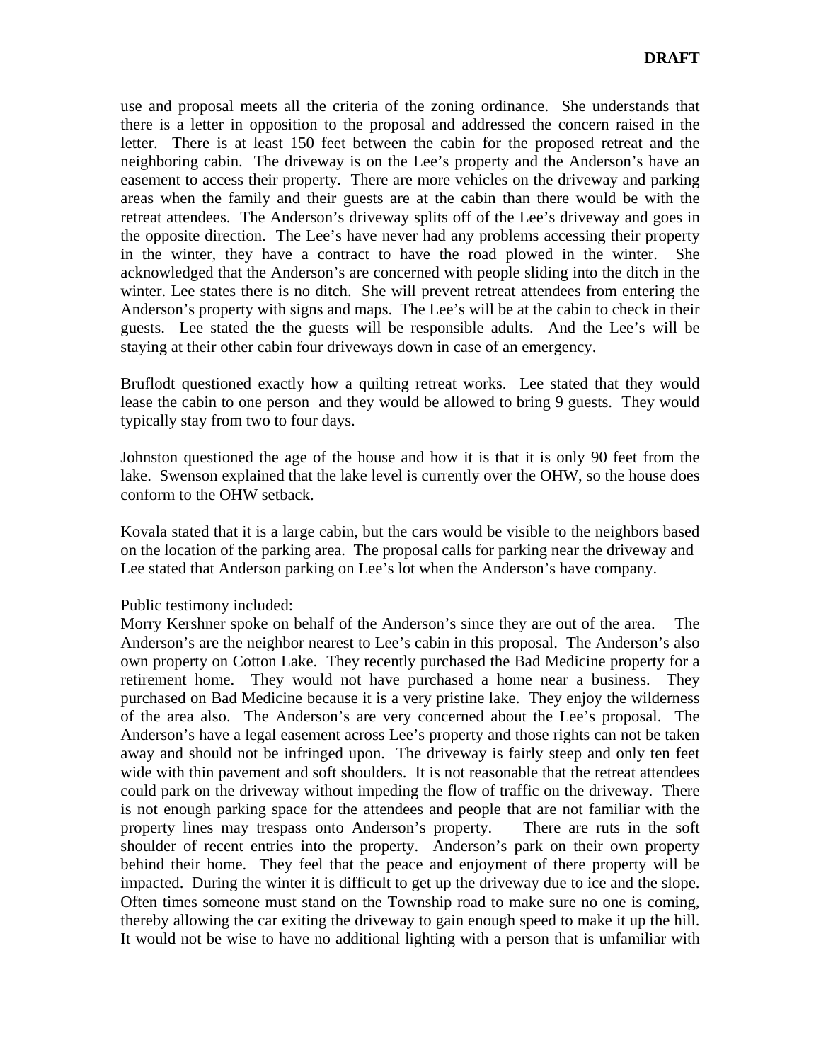use and proposal meets all the criteria of the zoning ordinance. She understands that there is a letter in opposition to the proposal and addressed the concern raised in the letter. There is at least 150 feet between the cabin for the proposed retreat and the neighboring cabin. The driveway is on the Lee's property and the Anderson's have an easement to access their property. There are more vehicles on the driveway and parking areas when the family and their guests are at the cabin than there would be with the retreat attendees. The Anderson's driveway splits off of the Lee's driveway and goes in the opposite direction. The Lee's have never had any problems accessing their property in the winter, they have a contract to have the road plowed in the winter. She acknowledged that the Anderson's are concerned with people sliding into the ditch in the winter. Lee states there is no ditch. She will prevent retreat attendees from entering the Anderson's property with signs and maps. The Lee's will be at the cabin to check in their guests. Lee stated the the guests will be responsible adults. And the Lee's will be staying at their other cabin four driveways down in case of an emergency.

Bruflodt questioned exactly how a quilting retreat works. Lee stated that they would lease the cabin to one person and they would be allowed to bring 9 guests. They would typically stay from two to four days.

Johnston questioned the age of the house and how it is that it is only 90 feet from the lake. Swenson explained that the lake level is currently over the OHW, so the house does conform to the OHW setback.

Kovala stated that it is a large cabin, but the cars would be visible to the neighbors based on the location of the parking area. The proposal calls for parking near the driveway and Lee stated that Anderson parking on Lee's lot when the Anderson's have company.

Public testimony included:
Morry Kershner spoke on behalf of the Anderson's since they are out of the area. The Anderson's are the neighbor nearest to Lee's cabin in this proposal. The Anderson's also own property on Cotton Lake. They recently purchased the Bad Medicine property for a retirement home. They would not have purchased a home near a business. They purchased on Bad Medicine because it is a very pristine lake. They enjoy the wilderness of the area also. The Anderson's are very concerned about the Lee's proposal. The Anderson's have a legal easement across Lee's property and those rights can not be taken away and should not be infringed upon. The driveway is fairly steep and only ten feet wide with thin pavement and soft shoulders. It is not reasonable that the retreat attendees could park on the driveway without impeding the flow of traffic on the driveway. There is not enough parking space for the attendees and people that are not familiar with the property lines may trespass onto Anderson's property. There are ruts in the soft shoulder of recent entries into the property. Anderson's park on their own property behind their home. They feel that the peace and enjoyment of there property will be impacted. During the winter it is difficult to get up the driveway due to ice and the slope. Often times someone must stand on the Township road to make sure no one is coming, thereby allowing the car exiting the driveway to gain enough speed to make it up the hill. It would not be wise to have no additional lighting with a person that is unfamiliar with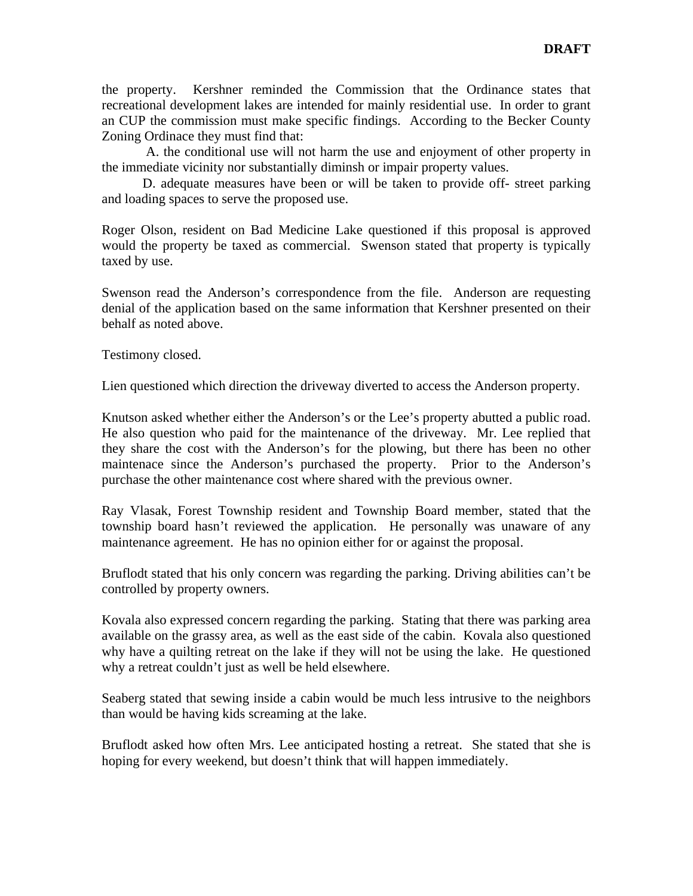**DRAFT**

the property. Kershner reminded the Commission that the Ordinance states that recreational development lakes are intended for mainly residential use. In order to grant an CUP the commission must make specific findings. According to the Becker County Zoning Ordinace they must find that:

A. the conditional use will not harm the use and enjoyment of other property in the immediate vicinity nor substantially diminsh or impair property values.

D. adequate measures have been or will be taken to provide off- street parking and loading spaces to serve the proposed use.

Roger Olson, resident on Bad Medicine Lake questioned if this proposal is approved would the property be taxed as commercial. Swenson stated that property is typically taxed by use.

Swenson read the Anderson's correspondence from the file. Anderson are requesting denial of the application based on the same information that Kershner presented on their behalf as noted above.

Testimony closed.

Lien questioned which direction the driveway diverted to access the Anderson property.

Knutson asked whether either the Anderson's or the Lee's property abutted a public road. He also question who paid for the maintenance of the driveway. Mr. Lee replied that they share the cost with the Anderson's for the plowing, but there has been no other maintenace since the Anderson's purchased the property. Prior to the Anderson's purchase the other maintenance cost where shared with the previous owner.

Ray Vlasak, Forest Township resident and Township Board member, stated that the township board hasn't reviewed the application. He personally was unaware of any maintenance agreement. He has no opinion either for or against the proposal.

Bruflodt stated that his only concern was regarding the parking. Driving abilities can't be controlled by property owners.

Kovala also expressed concern regarding the parking. Stating that there was parking area available on the grassy area, as well as the east side of the cabin. Kovala also questioned why have a quilting retreat on the lake if they will not be using the lake. He questioned why a retreat couldn't just as well be held elsewhere.

Seaberg stated that sewing inside a cabin would be much less intrusive to the neighbors than would be having kids screaming at the lake.

Bruflodt asked how often Mrs. Lee anticipated hosting a retreat. She stated that she is hoping for every weekend, but doesn't think that will happen immediately.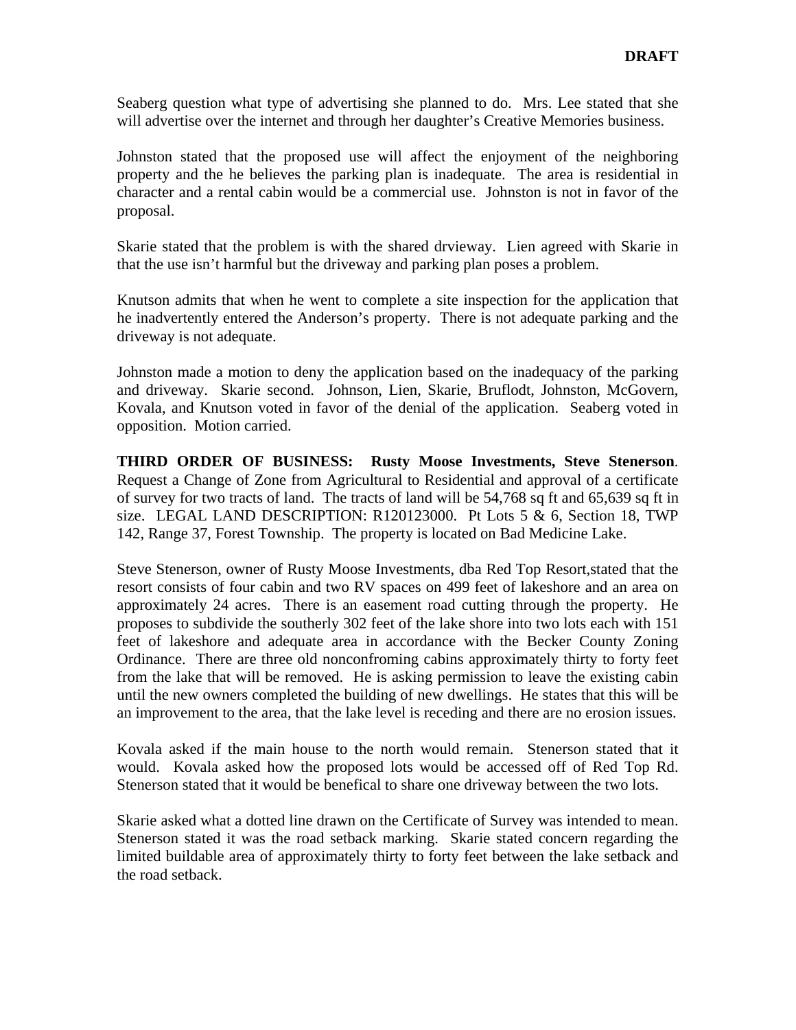**DRAFT**

Seaberg question what type of advertising she planned to do. Mrs. Lee stated that she will advertise over the internet and through her daughter's Creative Memories business.

Johnston stated that the proposed use will affect the enjoyment of the neighboring property and the he believes the parking plan is inadequate. The area is residential in character and a rental cabin would be a commercial use. Johnston is not in favor of the proposal.

Skarie stated that the problem is with the shared drvieway. Lien agreed with Skarie in that the use isn't harmful but the driveway and parking plan poses a problem.

Knutson admits that when he went to complete a site inspection for the application that he inadvertently entered the Anderson's property. There is not adequate parking and the driveway is not adequate.

Johnston made a motion to deny the application based on the inadequacy of the parking and driveway. Skarie second. Johnson, Lien, Skarie, Bruflodt, Johnston, McGovern, Kovala, and Knutson voted in favor of the denial of the application. Seaberg voted in opposition. Motion carried.

**THIRD ORDER OF BUSINESS: Rusty Moose Investments, Steve Stenerson**. Request a Change of Zone from Agricultural to Residential and approval of a certificate of survey for two tracts of land. The tracts of land will be 54,768 sq ft and 65,639 sq ft in size. LEGAL LAND DESCRIPTION: R120123000. Pt Lots 5 & 6, Section 18, TWP 142, Range 37, Forest Township. The property is located on Bad Medicine Lake.

Steve Stenerson, owner of Rusty Moose Investments, dba Red Top Resort,stated that the resort consists of four cabin and two RV spaces on 499 feet of lakeshore and an area on approximately 24 acres. There is an easement road cutting through the property. He proposes to subdivide the southerly 302 feet of the lake shore into two lots each with 151 feet of lakeshore and adequate area in accordance with the Becker County Zoning Ordinance. There are three old nonconfroming cabins approximately thirty to forty feet from the lake that will be removed. He is asking permission to leave the existing cabin until the new owners completed the building of new dwellings. He states that this will be an improvement to the area, that the lake level is receding and there are no erosion issues.

Kovala asked if the main house to the north would remain. Stenerson stated that it would. Kovala asked how the proposed lots would be accessed off of Red Top Rd. Stenerson stated that it would be benefical to share one driveway between the two lots.

Skarie asked what a dotted line drawn on the Certificate of Survey was intended to mean. Stenerson stated it was the road setback marking. Skarie stated concern regarding the limited buildable area of approximately thirty to forty feet between the lake setback and the road setback.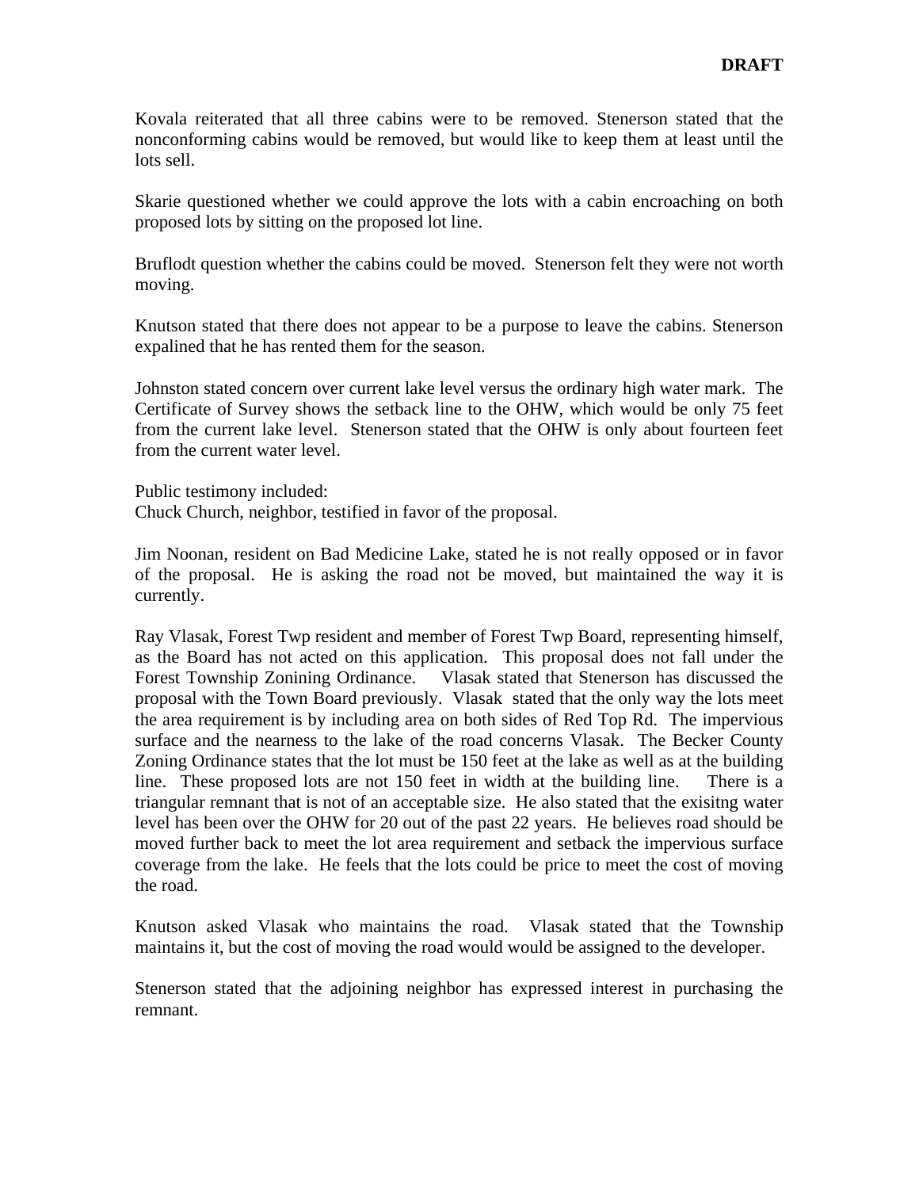**DRAFT**

Kovala reiterated that all three cabins were to be removed. Stenerson stated that the nonconforming cabins would be removed, but would like to keep them at least until the lots sell.

Skarie questioned whether we could approve the lots with a cabin encroaching on both proposed lots by sitting on the proposed lot line.

Bruflodt question whether the cabins could be moved. Stenerson felt they were not worth moving.

Knutson stated that there does not appear to be a purpose to leave the cabins. Stenerson expalined that he has rented them for the season.

Johnston stated concern over current lake level versus the ordinary high water mark. The Certificate of Survey shows the setback line to the OHW, which would be only 75 feet from the current lake level. Stenerson stated that the OHW is only about fourteen feet from the current water level.

Public testimony included:
Chuck Church, neighbor, testified in favor of the proposal.

Jim Noonan, resident on Bad Medicine Lake, stated he is not really opposed or in favor of the proposal. He is asking the road not be moved, but maintained the way it is currently.

Ray Vlasak, Forest Twp resident and member of Forest Twp Board, representing himself, as the Board has not acted on this application. This proposal does not fall under the Forest Township Zonining Ordinance. Vlasak stated that Stenerson has discussed the proposal with the Town Board previously. Vlasak stated that the only way the lots meet the area requirement is by including area on both sides of Red Top Rd. The impervious surface and the nearness to the lake of the road concerns Vlasak. The Becker County Zoning Ordinance states that the lot must be 150 feet at the lake as well as at the building line. These proposed lots are not 150 feet in width at the building line. There is a triangular remnant that is not of an acceptable size. He also stated that the exisitng water level has been over the OHW for 20 out of the past 22 years. He believes road should be moved further back to meet the lot area requirement and setback the impervious surface coverage from the lake. He feels that the lots could be price to meet the cost of moving the road.

Knutson asked Vlasak who maintains the road. Vlasak stated that the Township maintains it, but the cost of moving the road would would be assigned to the developer.

Stenerson stated that the adjoining neighbor has expressed interest in purchasing the remnant.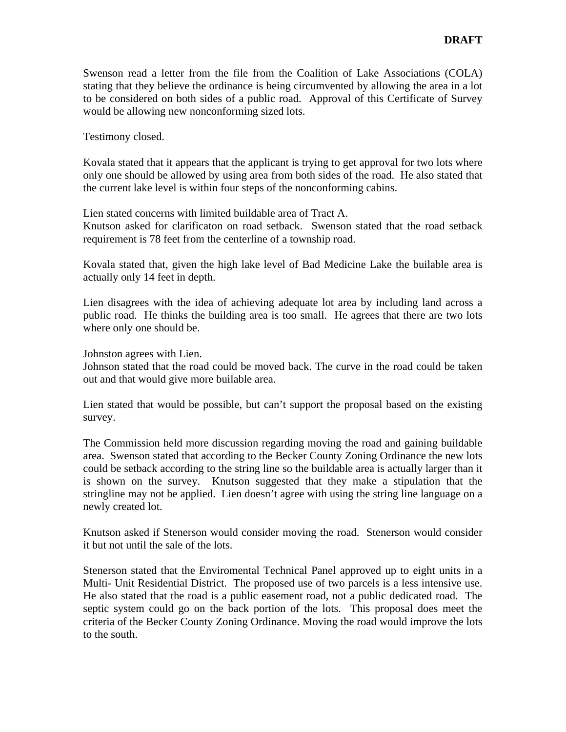**DRAFT**

Swenson read a letter from the file from the Coalition of Lake Associations (COLA) stating that they believe the ordinance is being circumvented by allowing the area in a lot to be considered on both sides of a public road. Approval of this Certificate of Survey would be allowing new nonconforming sized lots.

Testimony closed.

Kovala stated that it appears that the applicant is trying to get approval for two lots where only one should be allowed by using area from both sides of the road. He also stated that the current lake level is within four steps of the nonconforming cabins.

Lien stated concerns with limited buildable area of Tract A.
Knutson asked for clarificaton on road setback. Swenson stated that the road setback requirement is 78 feet from the centerline of a township road.

Kovala stated that, given the high lake level of Bad Medicine Lake the builable area is actually only 14 feet in depth.

Lien disagrees with the idea of achieving adequate lot area by including land across a public road. He thinks the building area is too small. He agrees that there are two lots where only one should be.

Johnston agrees with Lien.
Johnson stated that the road could be moved back. The curve in the road could be taken out and that would give more builable area.

Lien stated that would be possible, but can't support the proposal based on the existing survey.

The Commission held more discussion regarding moving the road and gaining buildable area. Swenson stated that according to the Becker County Zoning Ordinance the new lots could be setback according to the string line so the buildable area is actually larger than it is shown on the survey. Knutson suggested that they make a stipulation that the stringline may not be applied. Lien doesn't agree with using the string line language on a newly created lot.

Knutson asked if Stenerson would consider moving the road. Stenerson would consider it but not until the sale of the lots.

Stenerson stated that the Enviromental Technical Panel approved up to eight units in a Multi- Unit Residential District. The proposed use of two parcels is a less intensive use. He also stated that the road is a public easement road, not a public dedicated road. The septic system could go on the back portion of the lots. This proposal does meet the criteria of the Becker County Zoning Ordinance. Moving the road would improve the lots to the south.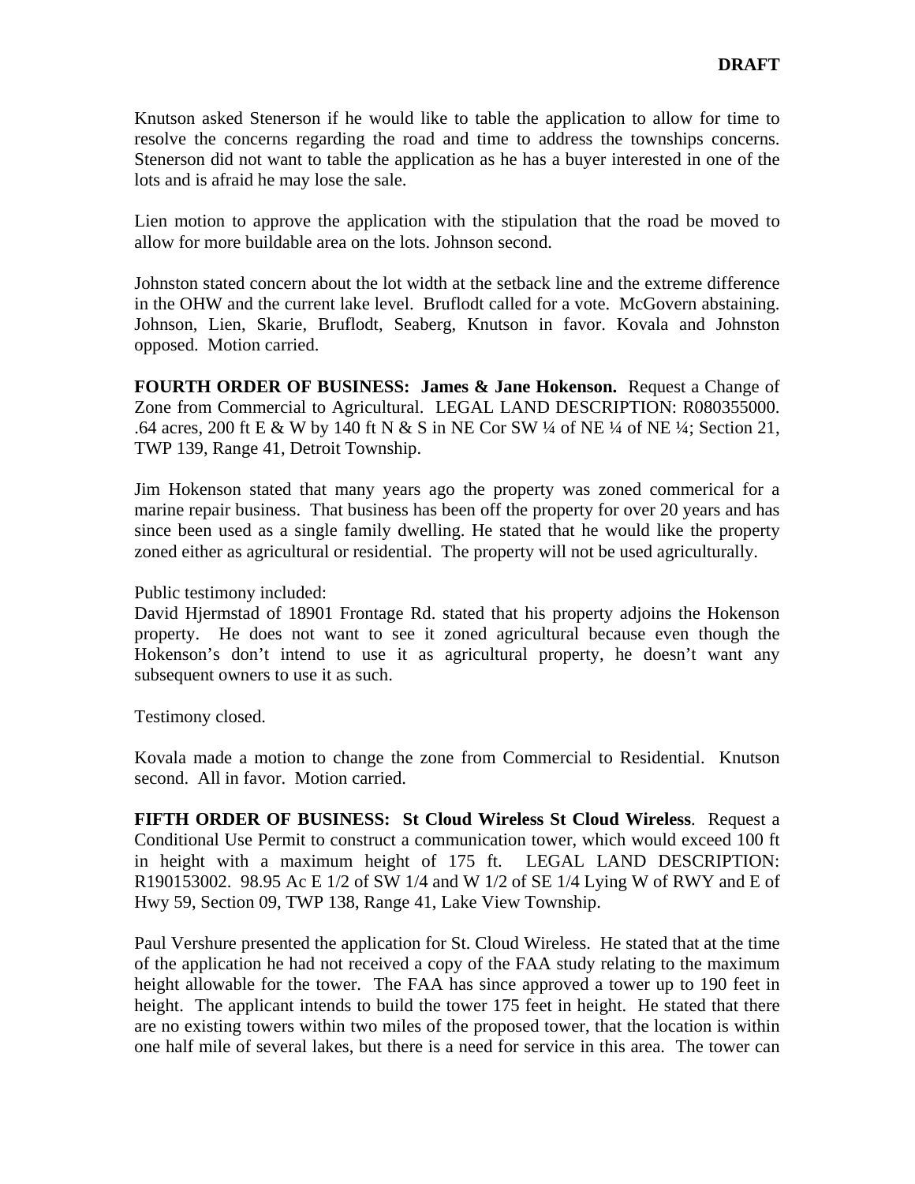**DRAFT**

Knutson asked Stenerson if he would like to table the application to allow for time to resolve the concerns regarding the road and time to address the townships concerns. Stenerson did not want to table the application as he has a buyer interested in one of the lots and is afraid he may lose the sale.

Lien motion to approve the application with the stipulation that the road be moved to allow for more buildable area on the lots. Johnson second.

Johnston stated concern about the lot width at the setback line and the extreme difference in the OHW and the current lake level. Bruflodt called for a vote. McGovern abstaining. Johnson, Lien, Skarie, Bruflodt, Seaberg, Knutson in favor. Kovala and Johnston opposed. Motion carried.

**FOURTH ORDER OF BUSINESS: James & Jane Hokenson.** Request a Change of Zone from Commercial to Agricultural. LEGAL LAND DESCRIPTION: R080355000. .64 acres, 200 ft E & W by 140 ft N & S in NE Cor SW ¼ of NE ¼ of NE ¼; Section 21, TWP 139, Range 41, Detroit Township.

Jim Hokenson stated that many years ago the property was zoned commerical for a marine repair business. That business has been off the property for over 20 years and has since been used as a single family dwelling. He stated that he would like the property zoned either as agricultural or residential. The property will not be used agriculturally.

Public testimony included:
David Hjermstad of 18901 Frontage Rd. stated that his property adjoins the Hokenson property. He does not want to see it zoned agricultural because even though the Hokenson's don't intend to use it as agricultural property, he doesn't want any subsequent owners to use it as such.

Testimony closed.

Kovala made a motion to change the zone from Commercial to Residential. Knutson second. All in favor. Motion carried.

**FIFTH ORDER OF BUSINESS: St Cloud Wireless St Cloud Wireless**. Request a Conditional Use Permit to construct a communication tower, which would exceed 100 ft in height with a maximum height of 175 ft. LEGAL LAND DESCRIPTION: R190153002. 98.95 Ac E 1/2 of SW 1/4 and W 1/2 of SE 1/4 Lying W of RWY and E of Hwy 59, Section 09, TWP 138, Range 41, Lake View Township.

Paul Vershure presented the application for St. Cloud Wireless. He stated that at the time of the application he had not received a copy of the FAA study relating to the maximum height allowable for the tower. The FAA has since approved a tower up to 190 feet in height. The applicant intends to build the tower 175 feet in height. He stated that there are no existing towers within two miles of the proposed tower, that the location is within one half mile of several lakes, but there is a need for service in this area. The tower can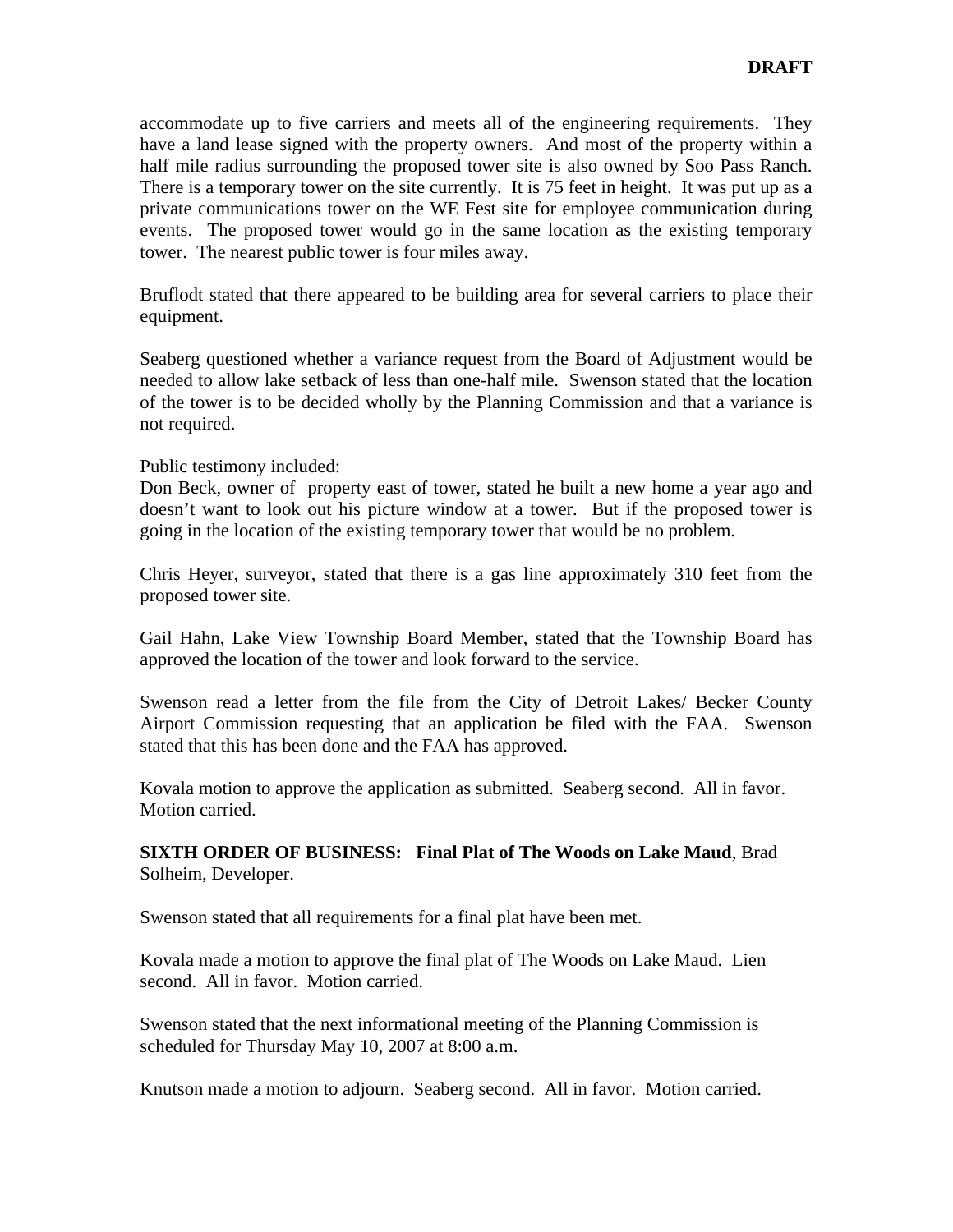accommodate up to five carriers and meets all of the engineering requirements. They have a land lease signed with the property owners. And most of the property within a half mile radius surrounding the proposed tower site is also owned by Soo Pass Ranch. There is a temporary tower on the site currently. It is 75 feet in height. It was put up as a private communications tower on the WE Fest site for employee communication during events. The proposed tower would go in the same location as the existing temporary tower. The nearest public tower is four miles away.

Bruflodt stated that there appeared to be building area for several carriers to place their equipment.

Seaberg questioned whether a variance request from the Board of Adjustment would be needed to allow lake setback of less than one-half mile. Swenson stated that the location of the tower is to be decided wholly by the Planning Commission and that a variance is not required.

Public testimony included:
Don Beck, owner of property east of tower, stated he built a new home a year ago and doesn't want to look out his picture window at a tower. But if the proposed tower is going in the location of the existing temporary tower that would be no problem.

Chris Heyer, surveyor, stated that there is a gas line approximately 310 feet from the proposed tower site.

Gail Hahn, Lake View Township Board Member, stated that the Township Board has approved the location of the tower and look forward to the service.

Swenson read a letter from the file from the City of Detroit Lakes/ Becker County Airport Commission requesting that an application be filed with the FAA. Swenson stated that this has been done and the FAA has approved.

Kovala motion to approve the application as submitted. Seaberg second. All in favor. Motion carried.

**SIXTH ORDER OF BUSINESS: Final Plat of The Woods on Lake Maud**, Brad Solheim, Developer.

Swenson stated that all requirements for a final plat have been met.

Kovala made a motion to approve the final plat of The Woods on Lake Maud. Lien second. All in favor. Motion carried.

Swenson stated that the next informational meeting of the Planning Commission is scheduled for Thursday May 10, 2007 at 8:00 a.m.

Knutson made a motion to adjourn. Seaberg second. All in favor. Motion carried.